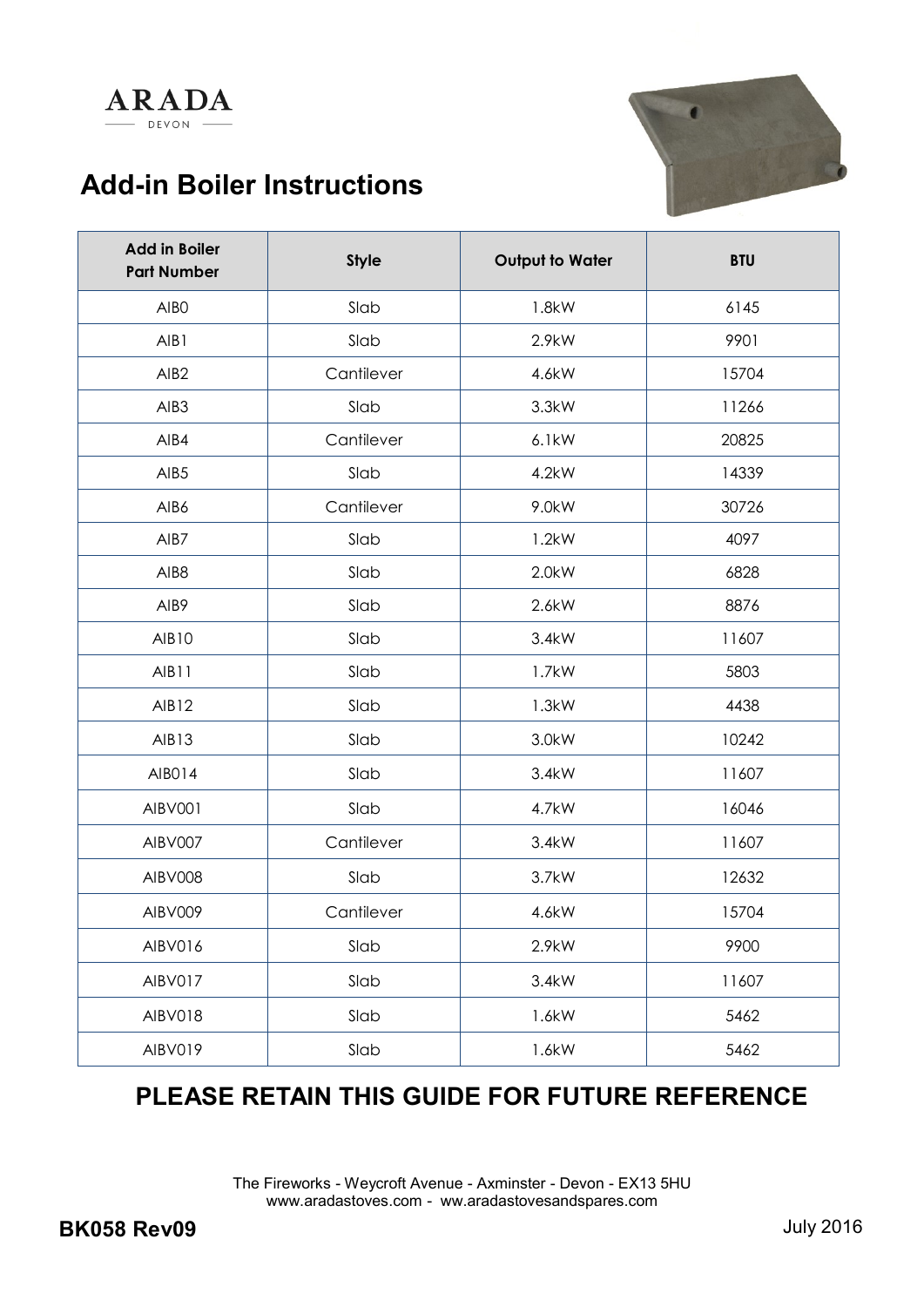ARADA
DEVON

# Add-in Boiler Instructions

| Add in Boiler Part Number | Style | Output to Water | BTU |
|---|---|---|---|
| AIB0 | Slab | 1.8kW | 6145 |
| AIB1 | Slab | 2.9kW | 9901 |
| AIB2 | Cantilever | 4.6kW | 15704 |
| AIB3 | Slab | 3.3kW | 11266 |
| AIB4 | Cantilever | 6.1kW | 20825 |
| AIB5 | Slab | 4.2kW | 14339 |
| AIB6 | Cantilever | 9.0kW | 30726 |
| AIB7 | Slab | 1.2kW | 4097 |
| AIB8 | Slab | 2.0kW | 6828 |
| AIB9 | Slab | 2.6kW | 8876 |
| AIB10 | Slab | 3.4kW | 11607 |
| AIB11 | Slab | 1.7kW | 5803 |
| AIB12 | Slab | 1.3kW | 4438 |
| AIB13 | Slab | 3.0kW | 10242 |
| AIB014 | Slab | 3.4kW | 11607 |
| AIBV001 | Slab | 4.7kW | 16046 |
| AIBV007 | Cantilever | 3.4kW | 11607 |
| AIBV008 | Slab | 3.7kW | 12632 |
| AIBV009 | Cantilever | 4.6kW | 15704 |
| AIBV016 | Slab | 2.9kW | 9900 |
| AIBV017 | Slab | 3.4kW | 11607 |
| AIBV018 | Slab | 1.6kW | 5462 |
| AIBV019 | Slab | 1.6kW | 5462 |

## PLEASE RETAIN THIS GUIDE FOR FUTURE REFERENCE

The Fireworks - Weycroft Avenue - Axminster - Devon - EX13 5HU
www.aradastoves.com - ww.aradastovesandspares.com

**BK058 Rev09**

July 2016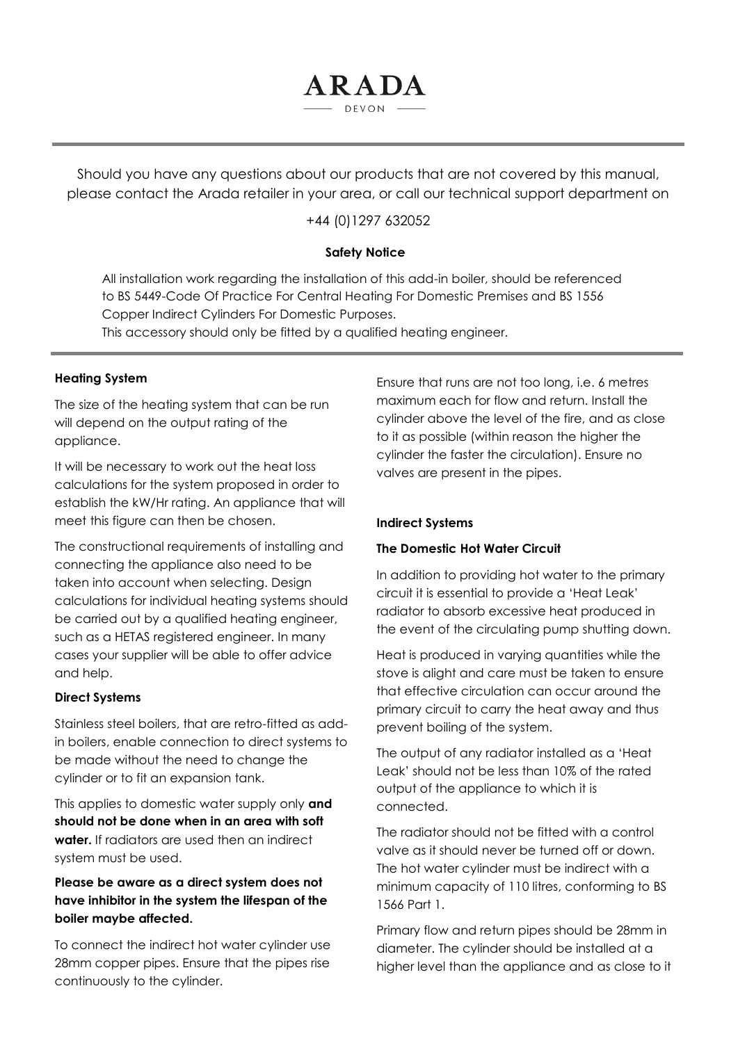# ARADA

DEVON

Should you have any questions about our products that are not covered by this manual, please contact the Arada retailer in your area, or call our technical support department on

+44 (0)1297 632052

**Safety Notice**

All installation work regarding the installation of this add-in boiler, should be referenced to BS 5449-Code Of Practice For Central Heating For Domestic Premises and BS 1556 Copper Indirect Cylinders For Domestic Purposes.
This accessory should only be fitted by a qualified heating engineer.

**Heating System**

The size of the heating system that can be run will depend on the output rating of the appliance.

It will be necessary to work out the heat loss calculations for the system proposed in order to establish the kW/Hr rating. An appliance that will meet this figure can then be chosen.

The constructional requirements of installing and connecting the appliance also need to be taken into account when selecting. Design calculations for individual heating systems should be carried out by a qualified heating engineer, such as a HETAS registered engineer. In many cases your supplier will be able to offer advice and help.

**Direct Systems**

Stainless steel boilers, that are retro-fitted as add-in boilers, enable connection to direct systems to be made without the need to change the cylinder or to fit an expansion tank.

This applies to domestic water supply only **and should not be done when in an area with soft water.** If radiators are used then an indirect system must be used.

**Please be aware as a direct system does not have inhibitor in the system the lifespan of the boiler maybe affected.**

To connect the indirect hot water cylinder use 28mm copper pipes. Ensure that the pipes rise continuously to the cylinder.

Ensure that runs are not too long, i.e. 6 metres maximum each for flow and return. Install the cylinder above the level of the fire, and as close to it as possible (within reason the higher the cylinder the faster the circulation). Ensure no valves are present in the pipes.

**Indirect Systems**

**The Domestic Hot Water Circuit**

In addition to providing hot water to the primary circuit it is essential to provide a 'Heat Leak' radiator to absorb excessive heat produced in the event of the circulating pump shutting down.

Heat is produced in varying quantities while the stove is alight and care must be taken to ensure that effective circulation can occur around the primary circuit to carry the heat away and thus prevent boiling of the system.

The output of any radiator installed as a 'Heat Leak' should not be less than 10% of the rated output of the appliance to which it is connected.

The radiator should not be fitted with a control valve as it should never be turned off or down. The hot water cylinder must be indirect with a minimum capacity of 110 litres, conforming to BS 1566 Part 1.

Primary flow and return pipes should be 28mm in diameter. The cylinder should be installed at a higher level than the appliance and as close to it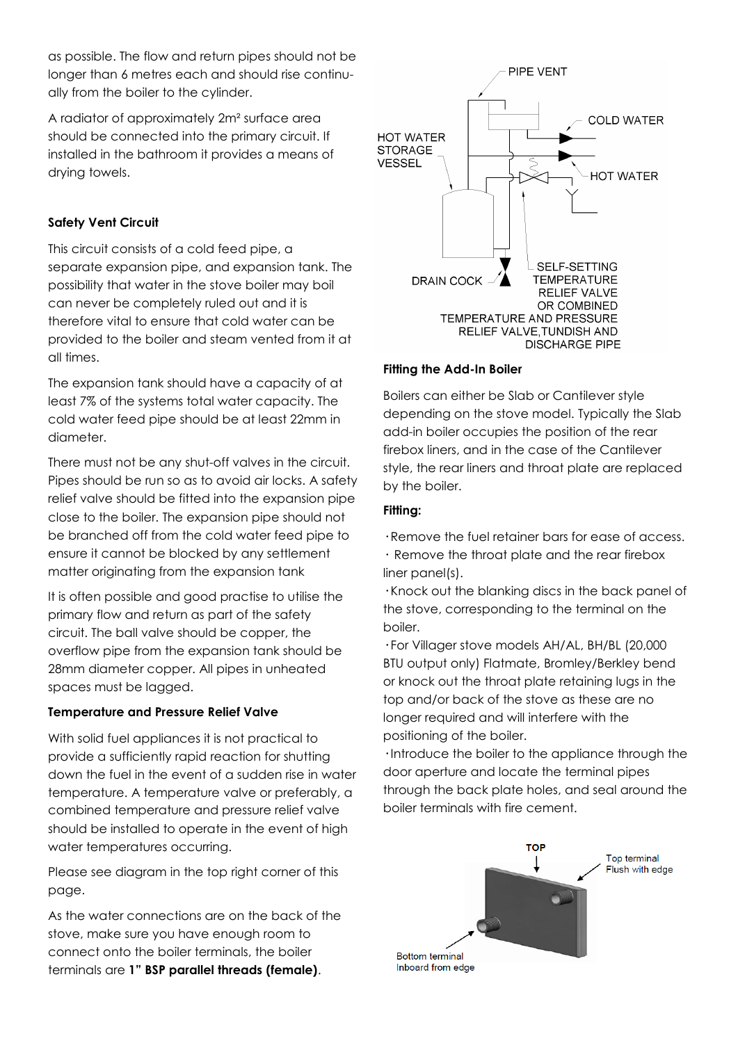as possible. The flow and return pipes should not be longer than 6 metres each and should rise continually from the boiler to the cylinder.

A radiator of approximately $2m^2$ surface area should be connected into the primary circuit. If installed in the bathroom it provides a means of drying towels.

### Safety Vent Circuit

This circuit consists of a cold feed pipe, a separate expansion pipe, and expansion tank. The possibility that water in the stove boiler may boil can never be completely ruled out and it is therefore vital to ensure that cold water can be provided to the boiler and steam vented from it at all times.

The expansion tank should have a capacity of at least 7% of the systems total water capacity. The cold water feed pipe should be at least 22mm in diameter.

There must not be any shut-off valves in the circuit. Pipes should be run so as to avoid air locks. A safety relief valve should be fitted into the expansion pipe close to the boiler. The expansion pipe should not be branched off from the cold water feed pipe to ensure it cannot be blocked by any settlement matter originating from the expansion tank

It is often possible and good practise to utilise the primary flow and return as part of the safety circuit. The ball valve should be copper, the overflow pipe from the expansion tank should be 28mm diameter copper. All pipes in unheated spaces must be lagged.

### Temperature and Pressure Relief Valve

With solid fuel appliances it is not practical to provide a sufficiently rapid reaction for shutting down the fuel in the event of a sudden rise in water temperature. A temperature valve or preferably, a combined temperature and pressure relief valve should be installed to operate in the event of high water temperatures occurring.

Please see diagram in the top right corner of this page.

As the water connections are on the back of the stove, make sure you have enough room to connect onto the boiler terminals, the boiler terminals are **1" BSP parallel threads (female)**.

PIPE VENT

COLD WATER

HOT WATER STORAGE VESSEL

HOT WATER

DRAIN COCK

SELF-SETTING TEMPERATURE RELIEF VALVE OR COMBINED TEMPERATURE AND PRESSURE RELIEF VALVE, TUNDISH AND DISCHARGE PIPE

### Fitting the Add-In Boiler

Boilers can either be Slab or Cantilever style depending on the stove model. Typically the Slab add-in boiler occupies the position of the rear firebox liners, and in the case of the Cantilever style, the rear liners and throat plate are replaced by the boiler.

### Fitting:

- Remove the fuel retainer bars for ease of access.
- Remove the throat plate and the rear firebox liner panel(s).
- Knock out the blanking discs in the back panel of the stove, corresponding to the terminal on the boiler.
- For Villager stove models AH/AL, BH/BL (20,000 BTU output only) Flatmate, Bromley/Berkley bend or knock out the throat plate retaining lugs in the top and/or back of the stove as these are no longer required and will interfere with the positioning of the boiler.
- Introduce the boiler to the appliance through the door aperture and locate the terminal pipes through the back plate holes, and seal around the boiler terminals with fire cement.

TOP

Top terminal Flush with edge

Bottom terminal Inboard from edge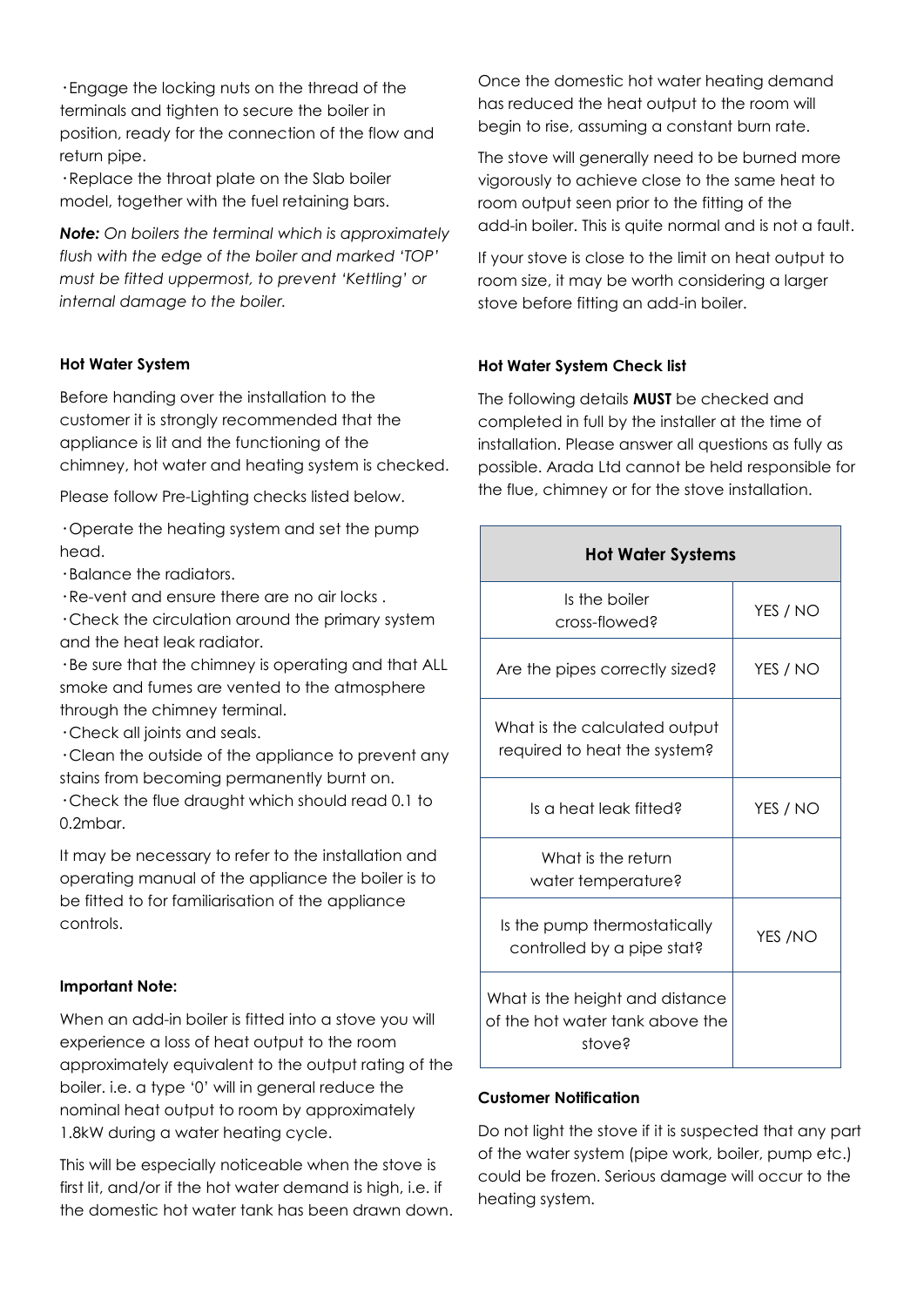- Engage the locking nuts on the thread of the terminals and tighten to secure the boiler in position, ready for the connection of the flow and return pipe.
- Replace the throat plate on the Slab boiler model, together with the fuel retaining bars.

***Note:*** *On boilers the terminal which is approximately flush with the edge of the boiler and marked 'TOP' must be fitted uppermost, to prevent 'Kettling' or internal damage to the boiler.*

**Hot Water System**

Before handing over the installation to the customer it is strongly recommended that the appliance is lit and the functioning of the chimney, hot water and heating system is checked.

Please follow Pre-Lighting checks listed below.

- Operate the heating system and set the pump head.
- Balance the radiators.
- Re-vent and ensure there are no air locks .
- Check the circulation around the primary system and the heat leak radiator.
- Be sure that the chimney is operating and that ALL smoke and fumes are vented to the atmosphere through the chimney terminal.
- Check all joints and seals.
- Clean the outside of the appliance to prevent any stains from becoming permanently burnt on.
- Check the flue draught which should read 0.1 to 0.2mbar.

It may be necessary to refer to the installation and operating manual of the appliance the boiler is to be fitted to for familiarisation of the appliance controls.

**Important Note:**

When an add-in boiler is fitted into a stove you will experience a loss of heat output to the room approximately equivalent to the output rating of the boiler. i.e. a type '0' will in general reduce the nominal heat output to room by approximately 1.8kW during a water heating cycle.

This will be especially noticeable when the stove is first lit, and/or if the hot water demand is high, i.e. if the domestic hot water tank has been drawn down.

Once the domestic hot water heating demand has reduced the heat output to the room will begin to rise, assuming a constant burn rate.

The stove will generally need to be burned more vigorously to achieve close to the same heat to room output seen prior to the fitting of the add-in boiler. This is quite normal and is not a fault.

If your stove is close to the limit on heat output to room size, it may be worth considering a larger stove before fitting an add-in boiler.

**Hot Water System Check list**

The following details **MUST** be checked and completed in full by the installer at the time of installation. Please answer all questions as fully as possible. Arada Ltd cannot be held responsible for the flue, chimney or for the stove installation.

| Hot Water Systems | |
|---|---|
| Is the boiler cross-flowed? | YES / NO |
| Are the pipes correctly sized? | YES / NO |
| What is the calculated output required to heat the system? | |
| Is a heat leak fitted? | YES / NO |
| What is the return water temperature? | |
| Is the pump thermostatically controlled by a pipe stat? | YES /NO |
| What is the height and distance of the hot water tank above the stove? | |

**Customer Notification**

Do not light the stove if it is suspected that any part of the water system (pipe work, boiler, pump etc.) could be frozen. Serious damage will occur to the heating system.